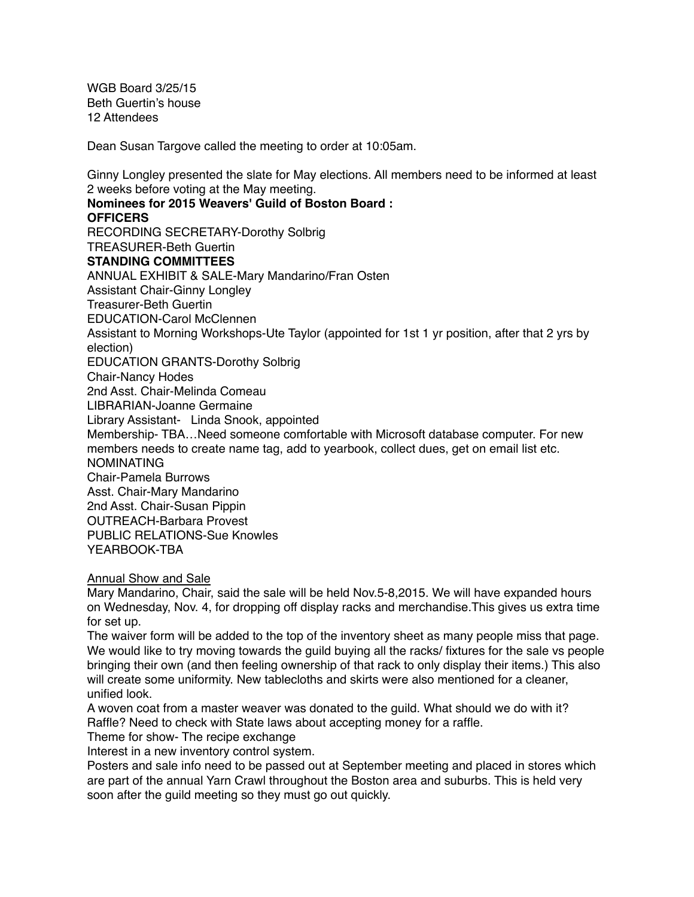WGB Board 3/25/15
Beth Guertin's house
12 Attendees

Dean Susan Targove called the meeting to order at 10:05am.

Ginny Longley presented the slate for May elections. All members need to be informed at least 2 weeks before voting at the May meeting.

**Nominees for 2015 Weavers' Guild of Boston Board :**

**OFFICERS**

RECORDING SECRETARY-Dorothy Solbrig
TREASURER-Beth Guertin

**STANDING COMMITTEES**

ANNUAL EXHIBIT & SALE-Mary Mandarino/Fran Osten
Assistant Chair-Ginny Longley
Treasurer-Beth Guertin
EDUCATION-Carol McClennen
Assistant to Morning Workshops-Ute Taylor (appointed for 1st 1 yr position, after that 2 yrs by election)
EDUCATION GRANTS-Dorothy Solbrig
Chair-Nancy Hodes
2nd Asst. Chair-Melinda Comeau
LIBRARIAN-Joanne Germaine
Library Assistant- Linda Snook, appointed
Membership- TBA…Need someone comfortable with Microsoft database computer. For new members needs to create name tag, add to yearbook, collect dues, get on email list etc.
NOMINATING
Chair-Pamela Burrows
Asst. Chair-Mary Mandarino
2nd Asst. Chair-Susan Pippin
OUTREACH-Barbara Provest
PUBLIC RELATIONS-Sue Knowles
YEARBOOK-TBA

<u>Annual Show and Sale</u>

Mary Mandarino, Chair, said the sale will be held Nov.5-8,2015. We will have expanded hours on Wednesday, Nov. 4, for dropping off display racks and merchandise.This gives us extra time for set up.

The waiver form will be added to the top of the inventory sheet as many people miss that page. We would like to try moving towards the guild buying all the racks/ fixtures for the sale vs people bringing their own (and then feeling ownership of that rack to only display their items.) This also will create some uniformity. New tablecloths and skirts were also mentioned for a cleaner, unified look.

A woven coat from a master weaver was donated to the guild. What should we do with it? Raffle? Need to check with State laws about accepting money for a raffle.

Theme for show- The recipe exchange

Interest in a new inventory control system.

Posters and sale info need to be passed out at September meeting and placed in stores which are part of the annual Yarn Crawl throughout the Boston area and suburbs. This is held very soon after the guild meeting so they must go out quickly.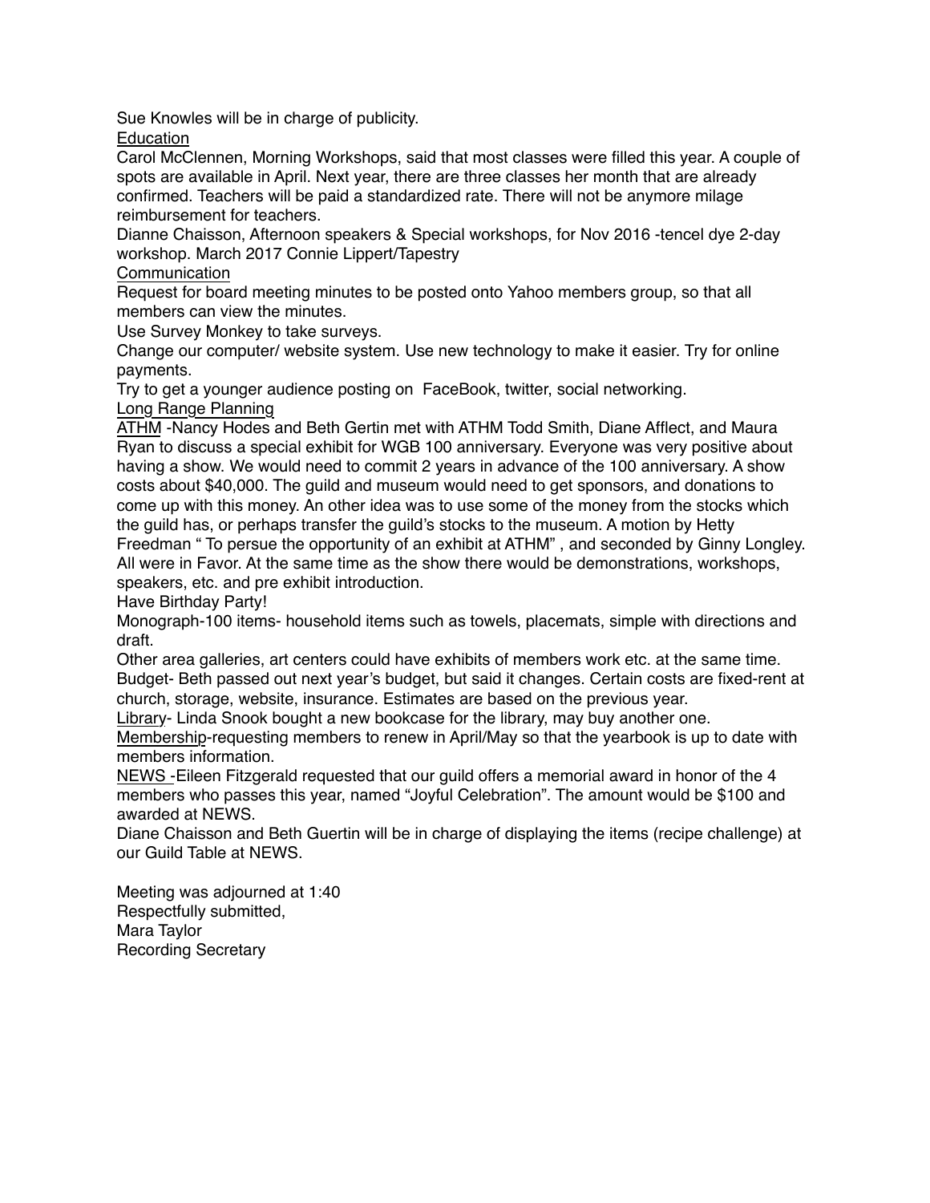Sue Knowles will be in charge of publicity.

<u>Education</u>

Carol McClennen, Morning Workshops, said that most classes were filled this year. A couple of spots are available in April. Next year, there are three classes her month that are already confirmed. Teachers will be paid a standardized rate. There will not be anymore milage reimbursement for teachers.

Dianne Chaisson, Afternoon speakers & Special workshops, for Nov 2016 -tencel dye 2-day workshop. March 2017 Connie Lippert/Tapestry

<u>Communication</u>

Request for board meeting minutes to be posted onto Yahoo members group, so that all members can view the minutes.

Use Survey Monkey to take surveys.

Change our computer/ website system. Use new technology to make it easier. Try for online payments.

Try to get a younger audience posting on FaceBook, twitter, social networking.

<u>Long Range Planning</u>

<u>ATHM</u> -Nancy Hodes and Beth Gertin met with ATHM Todd Smith, Diane Afflect, and Maura Ryan to discuss a special exhibit for WGB 100 anniversary. Everyone was very positive about having a show. We would need to commit 2 years in advance of the 100 anniversary. A show costs about $40,000. The guild and museum would need to get sponsors, and donations to come up with this money. An other idea was to use some of the money from the stocks which the guild has, or perhaps transfer the guild's stocks to the museum. A motion by Hetty Freedman " To persue the opportunity of an exhibit at ATHM" , and seconded by Ginny Longley. All were in Favor. At the same time as the show there would be demonstrations, workshops, speakers, etc. and pre exhibit introduction.

Have Birthday Party!

Monograph-100 items- household items such as towels, placemats, simple with directions and draft.

Other area galleries, art centers could have exhibits of members work etc. at the same time.

Budget- Beth passed out next year's budget, but said it changes. Certain costs are fixed-rent at church, storage, website, insurance. Estimates are based on the previous year.

<u>Library</u>- Linda Snook bought a new bookcase for the library, may buy another one.

<u>Membership</u>-requesting members to renew in April/May so that the yearbook is up to date with members information.

<u>NEWS</u> -Eileen Fitzgerald requested that our guild offers a memorial award in honor of the 4 members who passes this year, named "Joyful Celebration". The amount would be $100 and awarded at NEWS.

Diane Chaisson and Beth Guertin will be in charge of displaying the items (recipe challenge) at our Guild Table at NEWS.

Meeting was adjourned at 1:40

Respectfully submitted,

Mara Taylor

Recording Secretary